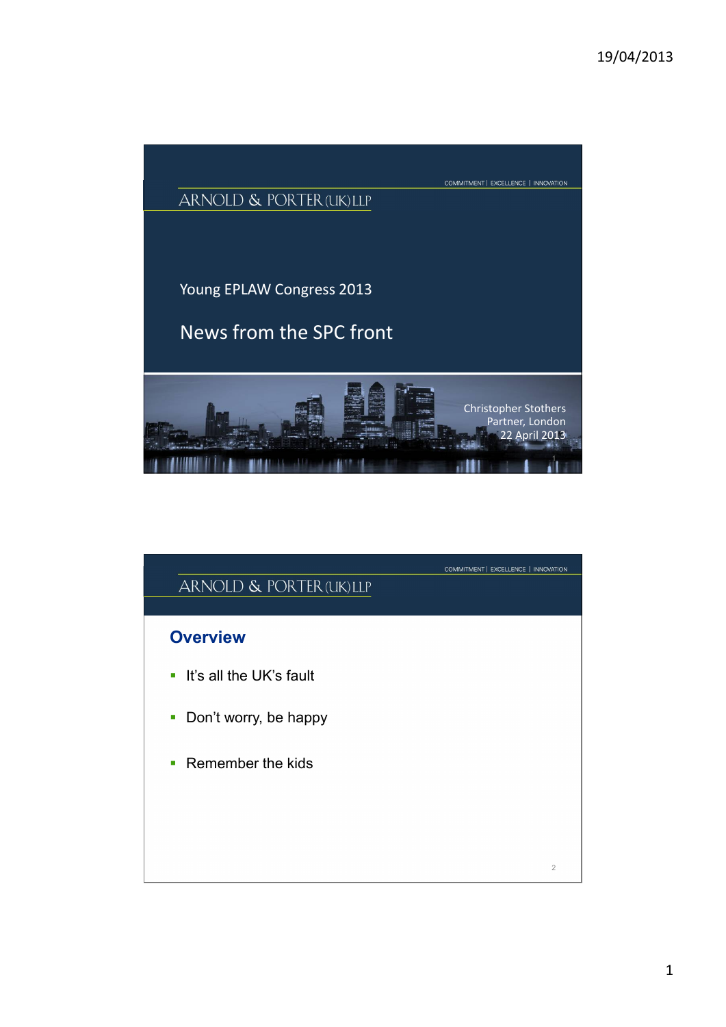ARNOLD & PORTER (UK) LLP

COMMITMENT | EXCELLENCE | INNOVATION

Young EPLAW Congress 2013

# News from the SPC front

Christopher Stothers
Partner, London
22 April 2013

ARNOLD & PORTER (UK) LLP

COMMITMENT | EXCELLENCE | INNOVATION

## Overview

- It's all the UK's fault
- Don't worry, be happy
- Remember the kids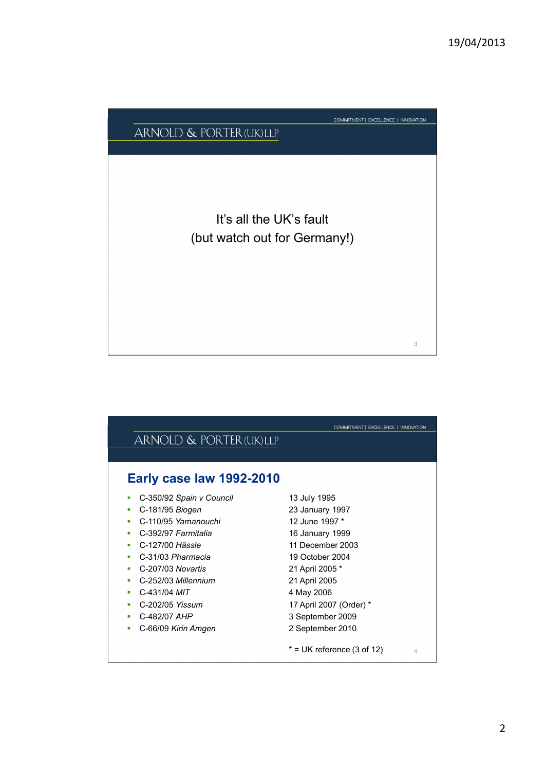It's all the UK's fault
(but watch out for Germany!)

## Early case law 1992-2010

- C-350/92 *Spain v Council* — 13 July 1995
- C-181/95 *Biogen* — 23 January 1997
- C-110/95 *Yamanouchi* — 12 June 1997 *
- C-392/97 *Farmitalia* — 16 January 1999
- C-127/00 *Hässle* — 11 December 2003
- C-31/03 *Pharmacia* — 19 October 2004
- C-207/03 *Novartis* — 21 April 2005 *
- C-252/03 *Millennium* — 21 April 2005
- C-431/04 *MIT* — 4 May 2006
- C-202/05 *Yissum* — 17 April 2007 (Order) *
- C-482/07 *AHP* — 3 September 2009
- C-66/09 *Kirin Amgen* — 2 September 2010

\* = UK reference (3 of 12)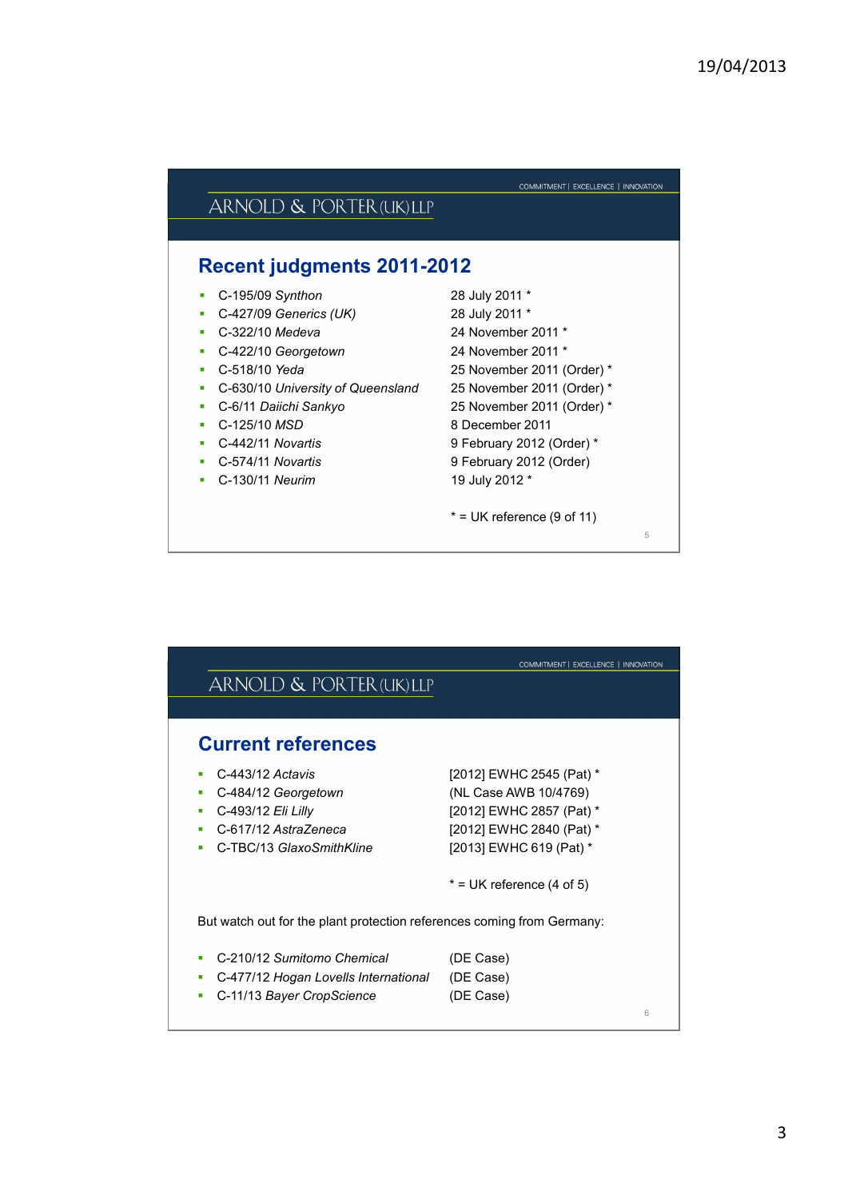ARNOLD & PORTER (UK) LLP

COMMITMENT | EXCELLENCE | INNOVATION

## Recent judgments 2011-2012

| Case | Date |
|---|---|
| C-195/09 *Synthon* | 28 July 2011 * |
| C-427/09 *Generics (UK)* | 28 July 2011 * |
| C-322/10 *Medeva* | 24 November 2011 * |
| C-422/10 *Georgetown* | 24 November 2011 * |
| C-518/10 *Yeda* | 25 November 2011 (Order) * |
| C-630/10 *University of Queensland* | 25 November 2011 (Order) * |
| C-6/11 *Daiichi Sankyo* | 25 November 2011 (Order) * |
| C-125/10 *MSD* | 8 December 2011 |
| C-442/11 *Novartis* | 9 February 2012 (Order) * |
| C-574/11 *Novartis* | 9 February 2012 (Order) |
| C-130/11 *Neurim* | 19 July 2012 * |

* = UK reference (9 of 11)

ARNOLD & PORTER (UK) LLP

COMMITMENT | EXCELLENCE | INNOVATION

## Current references

| Case | Reference |
|---|---|
| C-443/12 *Actavis* | [2012] EWHC 2545 (Pat) * |
| C-484/12 *Georgetown* | (NL Case AWB 10/4769) |
| C-493/12 *Eli Lilly* | [2012] EWHC 2857 (Pat) * |
| C-617/12 *AstraZeneca* | [2012] EWHC 2840 (Pat) * |
| C-TBC/13 *GlaxoSmithKline* | [2013] EWHC 619 (Pat) * |

* = UK reference (4 of 5)

But watch out for the plant protection references coming from Germany:

| Case | Origin |
|---|---|
| C-210/12 *Sumitomo Chemical* | (DE Case) |
| C-477/12 *Hogan Lovells International* | (DE Case) |
| C-11/13 *Bayer CropScience* | (DE Case) |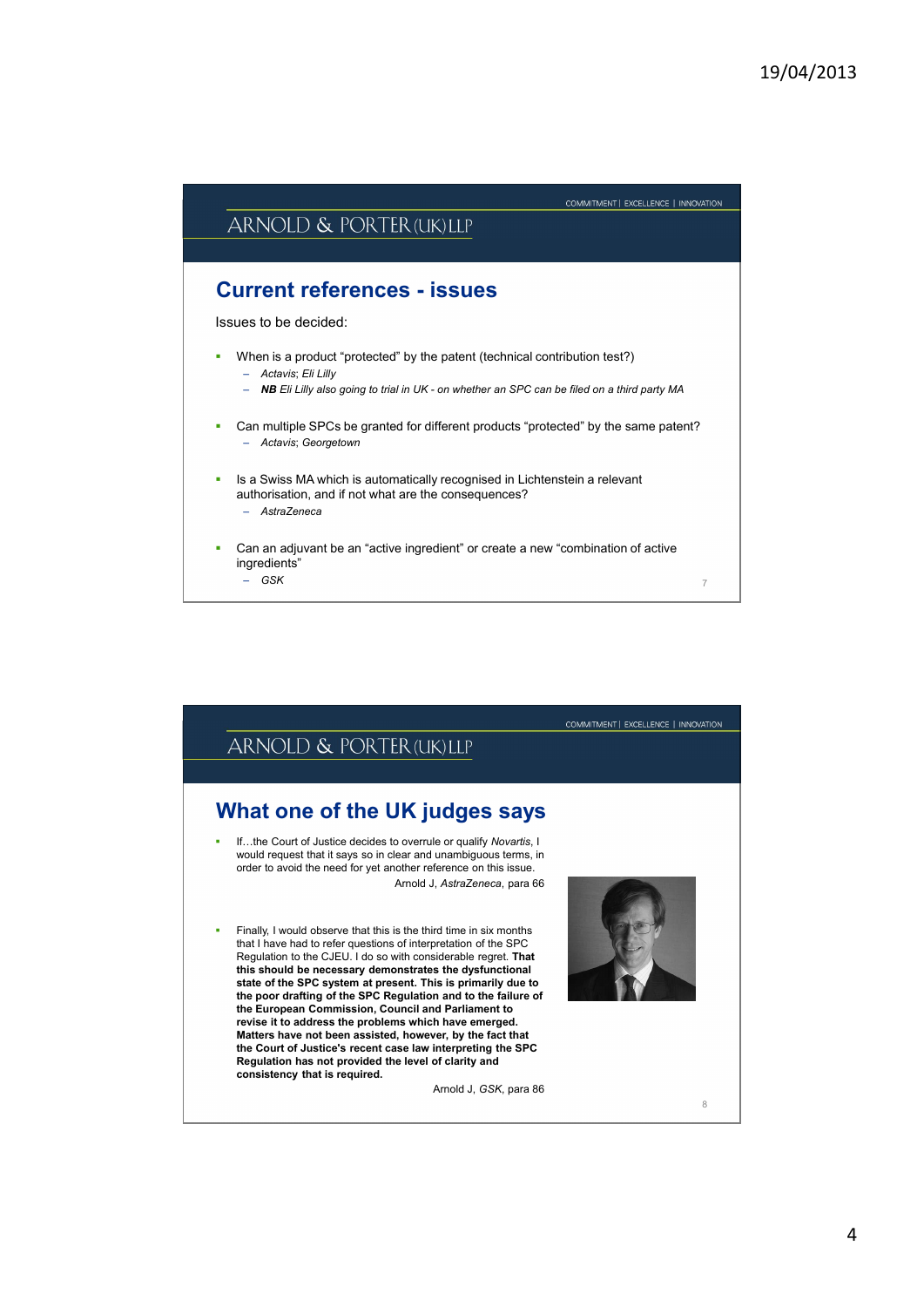## Current references - issues

Issues to be decided:

- When is a product "protected" by the patent (technical contribution test?)
  - *Actavis*; *Eli Lilly*
  - ***NB** Eli Lilly also going to trial in UK - on whether an SPC can be filed on a third party MA*
- Can multiple SPCs be granted for different products "protected" by the same patent?
  - *Actavis*; *Georgetown*
- Is a Swiss MA which is automatically recognised in Lichtenstein a relevant authorisation, and if not what are the consequences?
  - *AstraZeneca*
- Can an adjuvant be an "active ingredient" or create a new "combination of active ingredients"
  - *GSK*

## What one of the UK judges says

- If…the Court of Justice decides to overrule or qualify *Novartis*, I would request that it says so in clear and unambiguous terms, in order to avoid the need for yet another reference on this issue.

  Arnold J, *AstraZeneca*, para 66

- Finally, I would observe that this is the third time in six months that I have had to refer questions of interpretation of the SPC Regulation to the CJEU. I do so with considerable regret. **That this should be necessary demonstrates the dysfunctional state of the SPC system at present. This is primarily due to the poor drafting of the SPC Regulation and to the failure of the European Commission, Council and Parliament to revise it to address the problems which have emerged. Matters have not been assisted, however, by the fact that the Court of Justice's recent case law interpreting the SPC Regulation has not provided the level of clarity and consistency that is required.**

  Arnold J, *GSK*, para 86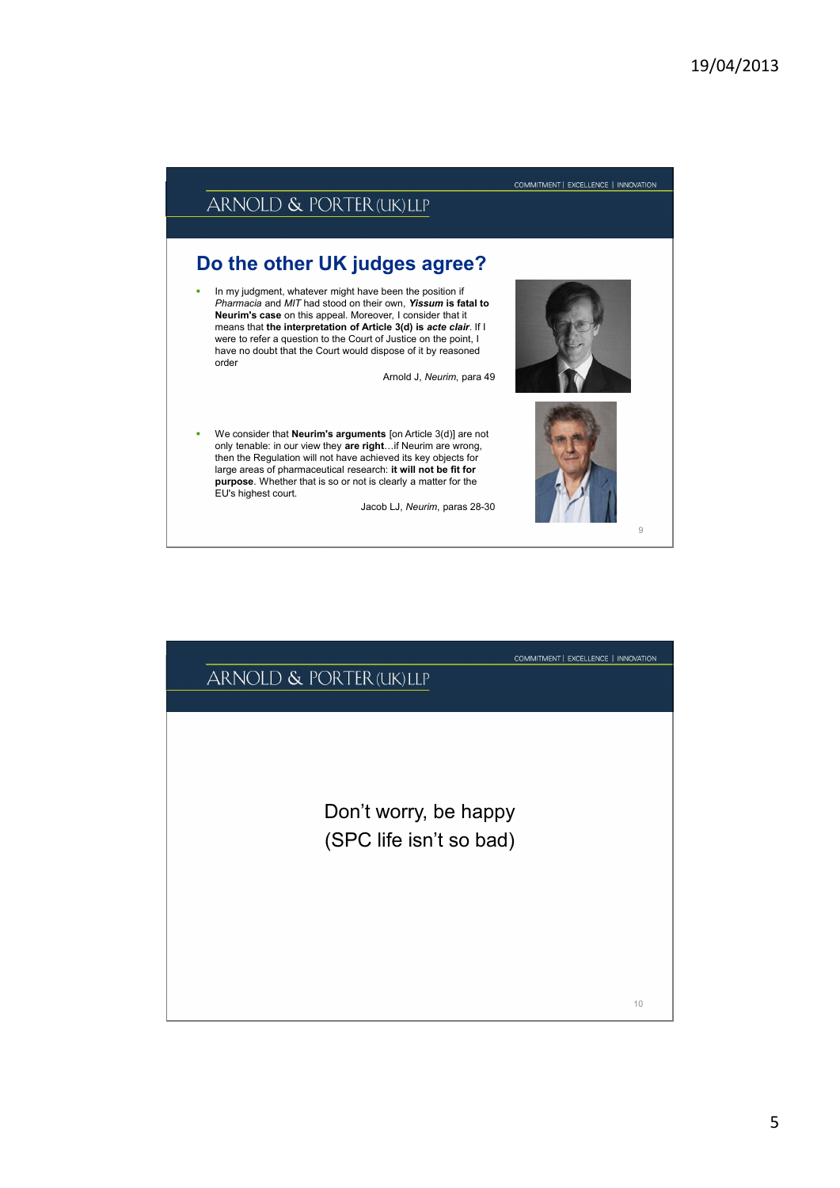ARNOLD & PORTER (UK) LLP

COMMITMENT | EXCELLENCE | INNOVATION

## Do the other UK judges agree?

- In my judgment, whatever might have been the position if *Pharmacia* and *MIT* had stood on their own, ***Yissum* is fatal to Neurim's case** on this appeal. Moreover, I consider that it means that **the interpretation of Article 3(d) is *acte clair***. If I were to refer a question to the Court of Justice on the point, I have no doubt that the Court would dispose of it by reasoned order

  Arnold J, *Neurim*, para 49

- We consider that **Neurim's arguments** [on Article 3(d)] are not only tenable: in our view they **are right**…if Neurim are wrong, then the Regulation will not have achieved its key objects for large areas of pharmaceutical research: **it will not be fit for purpose**. Whether that is so or not is clearly a matter for the EU's highest court.

  Jacob LJ, *Neurim*, paras 28-30

---

ARNOLD & PORTER (UK) LLP

COMMITMENT | EXCELLENCE | INNOVATION

Don't worry, be happy
(SPC life isn't so bad)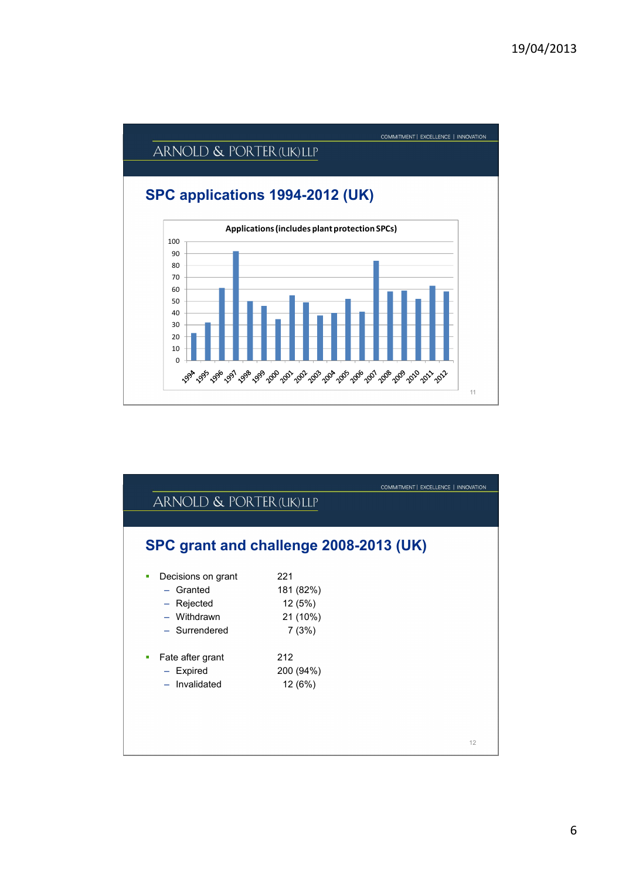ARNOLD & PORTER (UK) LLP

COMMITMENT | EXCELLENCE | INNOVATION

## SPC applications 1994-2012 (UK)

**Applications (includes plant protection SPCs)**

| Year | Applications (approx.) |
|---|---|
| 1994 | 23 |
| 1995 | 32 |
| 1996 | 61 |
| 1997 | 92 |
| 1998 | 50 |
| 1999 | 46 |
| 2000 | 35 |
| 2001 | 55 |
| 2002 | 49 |
| 2003 | 38 |
| 2004 | 40 |
| 2005 | 52 |
| 2006 | 41 |
| 2007 | 84 |
| 2008 | 58 |
| 2009 | 59 |
| 2010 | 52 |
| 2011 | 63 |
| 2012 | 58 |

ARNOLD & PORTER (UK) LLP

COMMITMENT | EXCELLENCE | INNOVATION

## SPC grant and challenge 2008-2013 (UK)

- Decisions on grant — 221
  - Granted — 181 (82%)
  - Rejected — 12 (5%)
  - Withdrawn — 21 (10%)
  - Surrendered — 7 (3%)
- Fate after grant — 212
  - Expired — 200 (94%)
  - Invalidated — 12 (6%)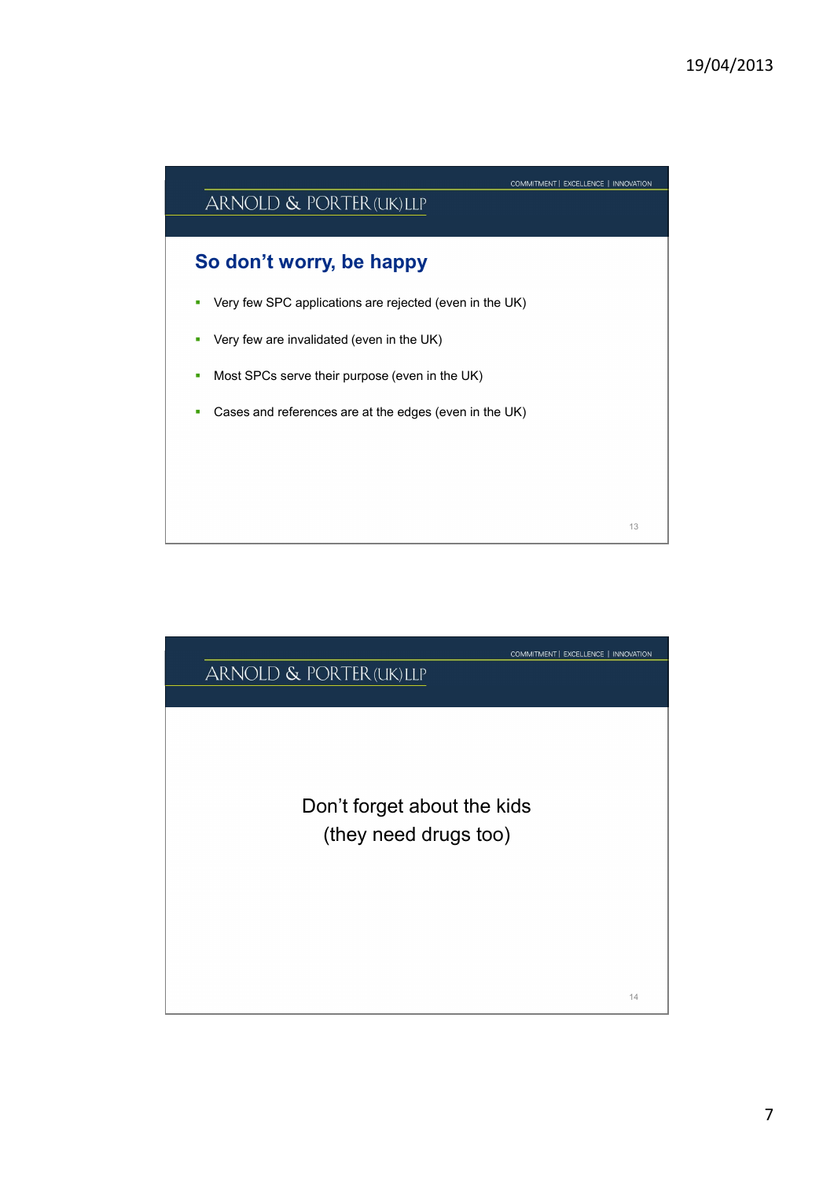## So don't worry, be happy

- Very few SPC applications are rejected (even in the UK)
- Very few are invalidated (even in the UK)
- Most SPCs serve their purpose (even in the UK)
- Cases and references are at the edges (even in the UK)

Don't forget about the kids
(they need drugs too)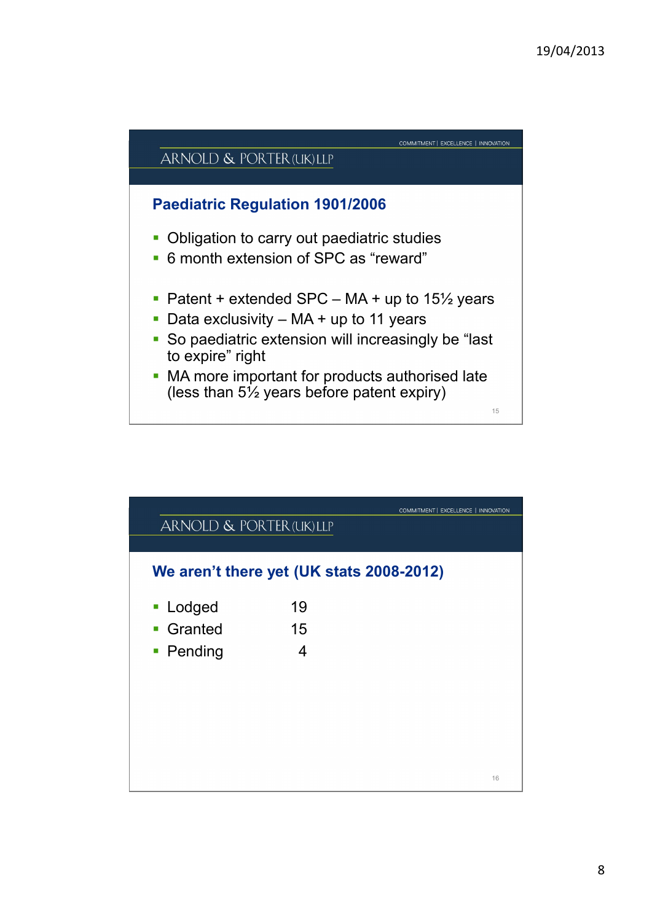## Paediatric Regulation 1901/2006

- Obligation to carry out paediatric studies
- 6 month extension of SPC as "reward"

- Patent + extended SPC – MA + up to 15½ years
- Data exclusivity – MA + up to 11 years
- So paediatric extension will increasingly be "last to expire" right
- MA more important for products authorised late (less than 5½ years before patent expiry)

## We aren't there yet (UK stats 2008-2012)

| | |
|---|---|
| Lodged | 19 |
| Granted | 15 |
| Pending | 4 |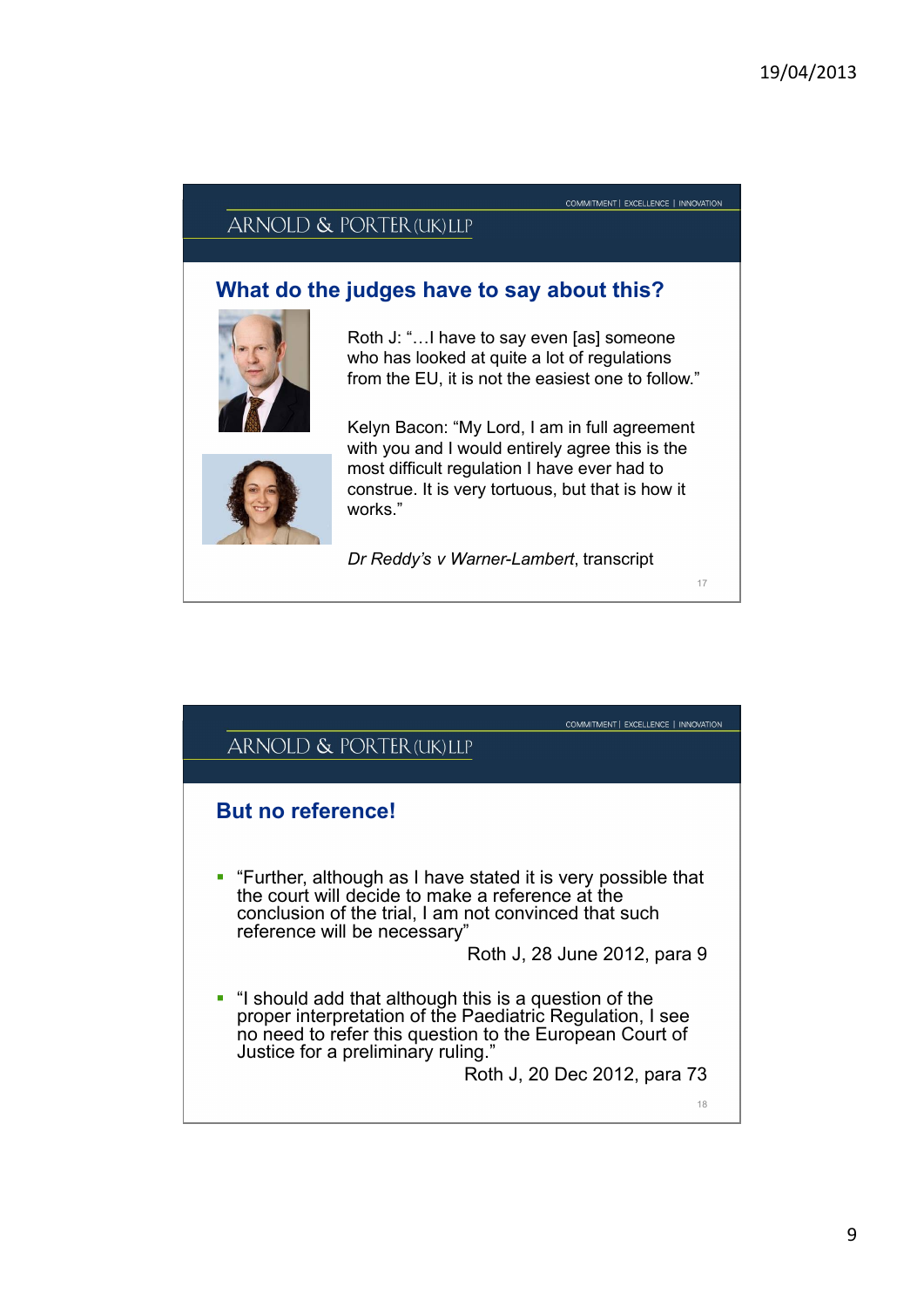## What do the judges have to say about this?

Roth J: "…I have to say even [as] someone who has looked at quite a lot of regulations from the EU, it is not the easiest one to follow."

Kelyn Bacon: "My Lord, I am in full agreement with you and I would entirely agree this is the most difficult regulation I have ever had to construe. It is very tortuous, but that is how it works."

*Dr Reddy's v Warner-Lambert*, transcript

## But no reference!

- "Further, although as I have stated it is very possible that the court will decide to make a reference at the conclusion of the trial, I am not convinced that such reference will be necessary"

  Roth J, 28 June 2012, para 9

- "I should add that although this is a question of the proper interpretation of the Paediatric Regulation, I see no need to refer this question to the European Court of Justice for a preliminary ruling."

  Roth J, 20 Dec 2012, para 73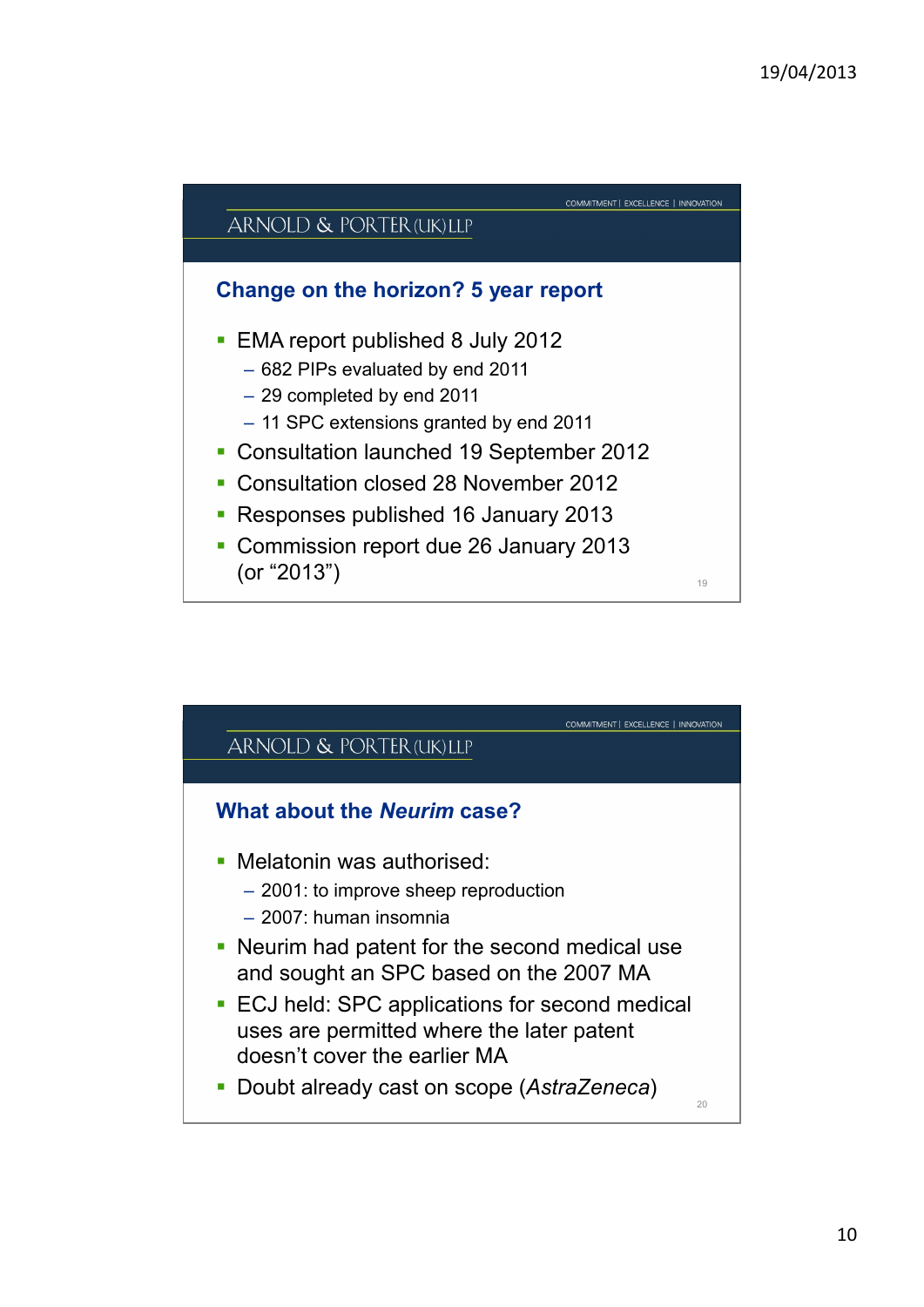## Change on the horizon? 5 year report

- EMA report published 8 July 2012
  - 682 PIPs evaluated by end 2011
  - 29 completed by end 2011
  - 11 SPC extensions granted by end 2011
- Consultation launched 19 September 2012
- Consultation closed 28 November 2012
- Responses published 16 January 2013
- Commission report due 26 January 2013 (or "2013")

## What about the *Neurim* case?

- Melatonin was authorised:
  - 2001: to improve sheep reproduction
  - 2007: human insomnia
- Neurim had patent for the second medical use and sought an SPC based on the 2007 MA
- ECJ held: SPC applications for second medical uses are permitted where the later patent doesn't cover the earlier MA
- Doubt already cast on scope (*AstraZeneca*)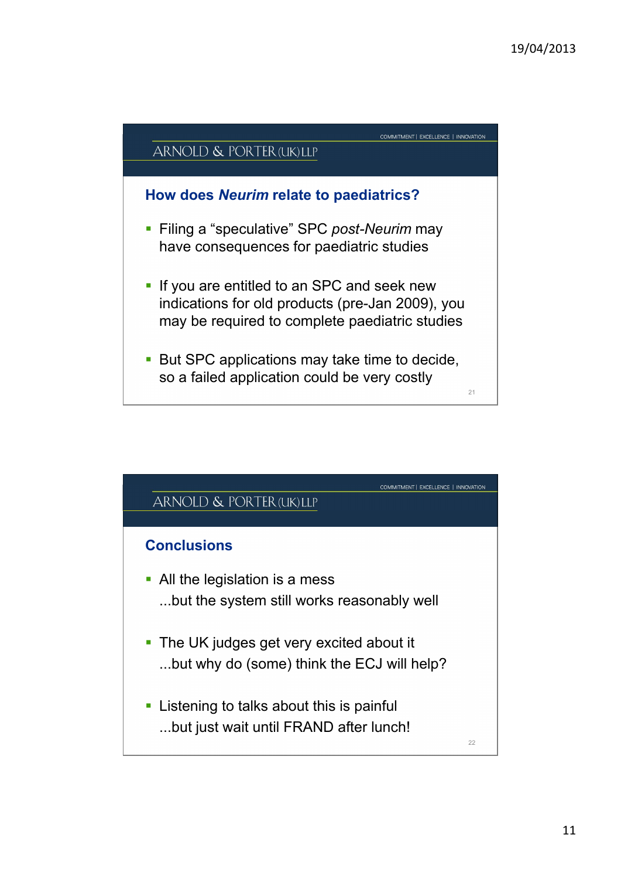## How does *Neurim* relate to paediatrics?

- Filing a "speculative" SPC *post-Neurim* may have consequences for paediatric studies
- If you are entitled to an SPC and seek new indications for old products (pre-Jan 2009), you may be required to complete paediatric studies
- But SPC applications may take time to decide, so a failed application could be very costly

## Conclusions

- All the legislation is a mess
  ...but the system still works reasonably well
- The UK judges get very excited about it
  ...but why do (some) think the ECJ will help?
- Listening to talks about this is painful
  ...but just wait until FRAND after lunch!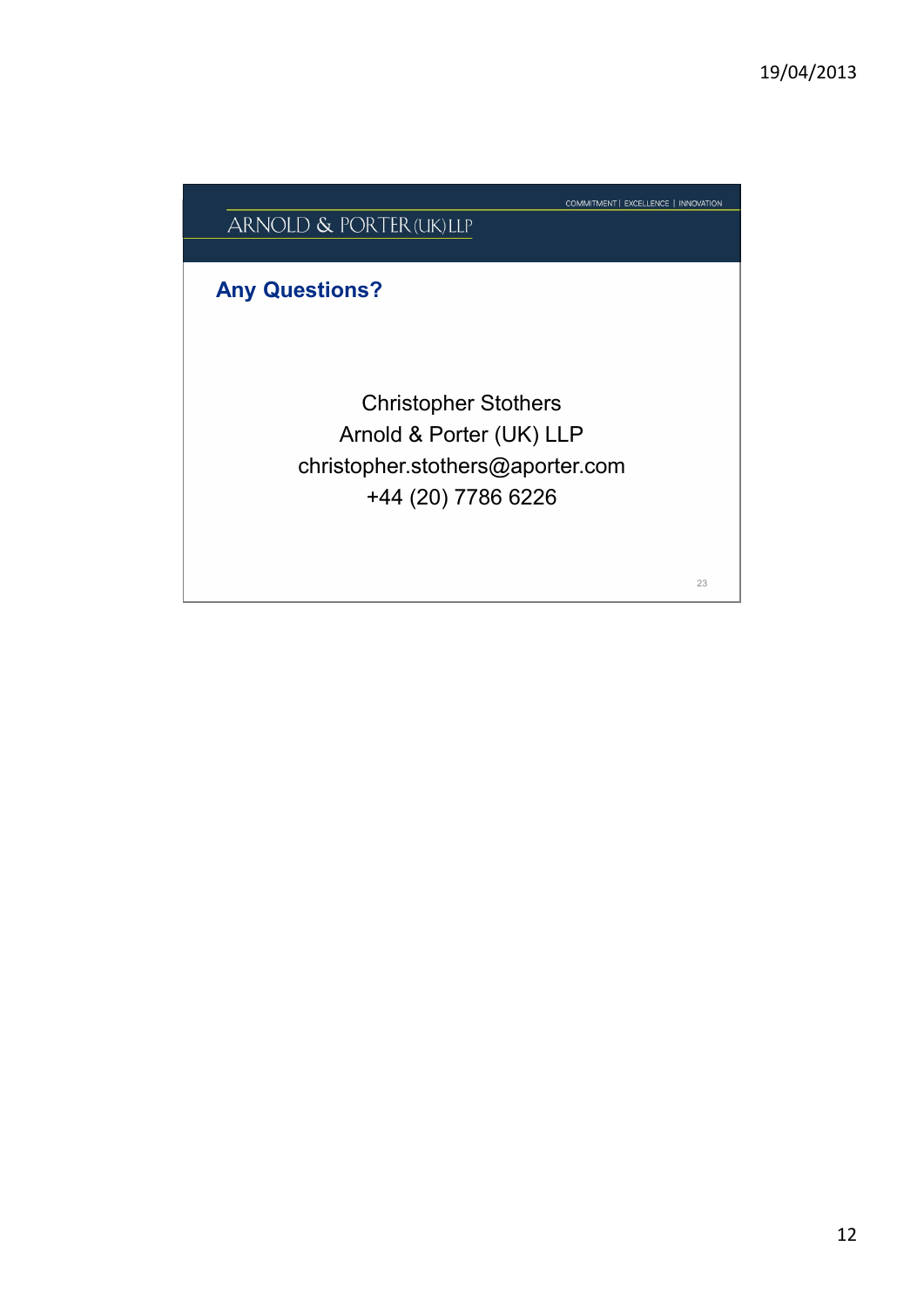ARNOLD & PORTER (UK) LLP

COMMITMENT | EXCELLENCE | INNOVATION

## Any Questions?

Christopher Stothers
Arnold & Porter (UK) LLP
christopher.stothers@aporter.com
+44 (20) 7786 6226